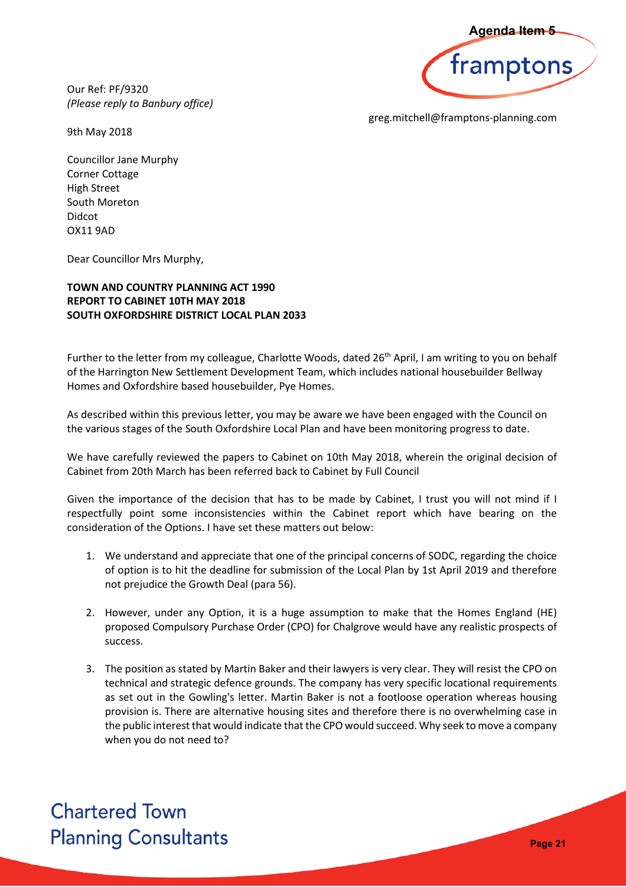Agenda Item 5

framptons

Our Ref: PF/9320
*(Please reply to Banbury office)*

greg.mitchell@framptons-planning.com

9th May 2018

Councillor Jane Murphy
Corner Cottage
High Street
South Moreton
Didcot
OX11 9AD

Dear Councillor Mrs Murphy,

**TOWN AND COUNTRY PLANNING ACT 1990**
**REPORT TO CABINET 10TH MAY 2018**
**SOUTH OXFORDSHIRE DISTRICT LOCAL PLAN 2033**

Further to the letter from my colleague, Charlotte Woods, dated 26th April, I am writing to you on behalf of the Harrington New Settlement Development Team, which includes national housebuilder Bellway Homes and Oxfordshire based housebuilder, Pye Homes.

As described within this previous letter, you may be aware we have been engaged with the Council on the various stages of the South Oxfordshire Local Plan and have been monitoring progress to date.

We have carefully reviewed the papers to Cabinet on 10th May 2018, wherein the original decision of Cabinet from 20th March has been referred back to Cabinet by Full Council

Given the importance of the decision that has to be made by Cabinet, I trust you will not mind if I respectfully point some inconsistencies within the Cabinet report which have bearing on the consideration of the Options. I have set these matters out below:

1. We understand and appreciate that one of the principal concerns of SODC, regarding the choice of option is to hit the deadline for submission of the Local Plan by 1st April 2019 and therefore not prejudice the Growth Deal (para 56).

2. However, under any Option, it is a huge assumption to make that the Homes England (HE) proposed Compulsory Purchase Order (CPO) for Chalgrove would have any realistic prospects of success.

3. The position as stated by Martin Baker and their lawyers is very clear. They will resist the CPO on technical and strategic defence grounds. The company has very specific locational requirements as set out in the Gowling's letter. Martin Baker is not a footloose operation whereas housing provision is. There are alternative housing sites and therefore there is no overwhelming case in the public interest that would indicate that the CPO would succeed. Why seek to move a company when you do not need to?

Chartered Town Planning Consultants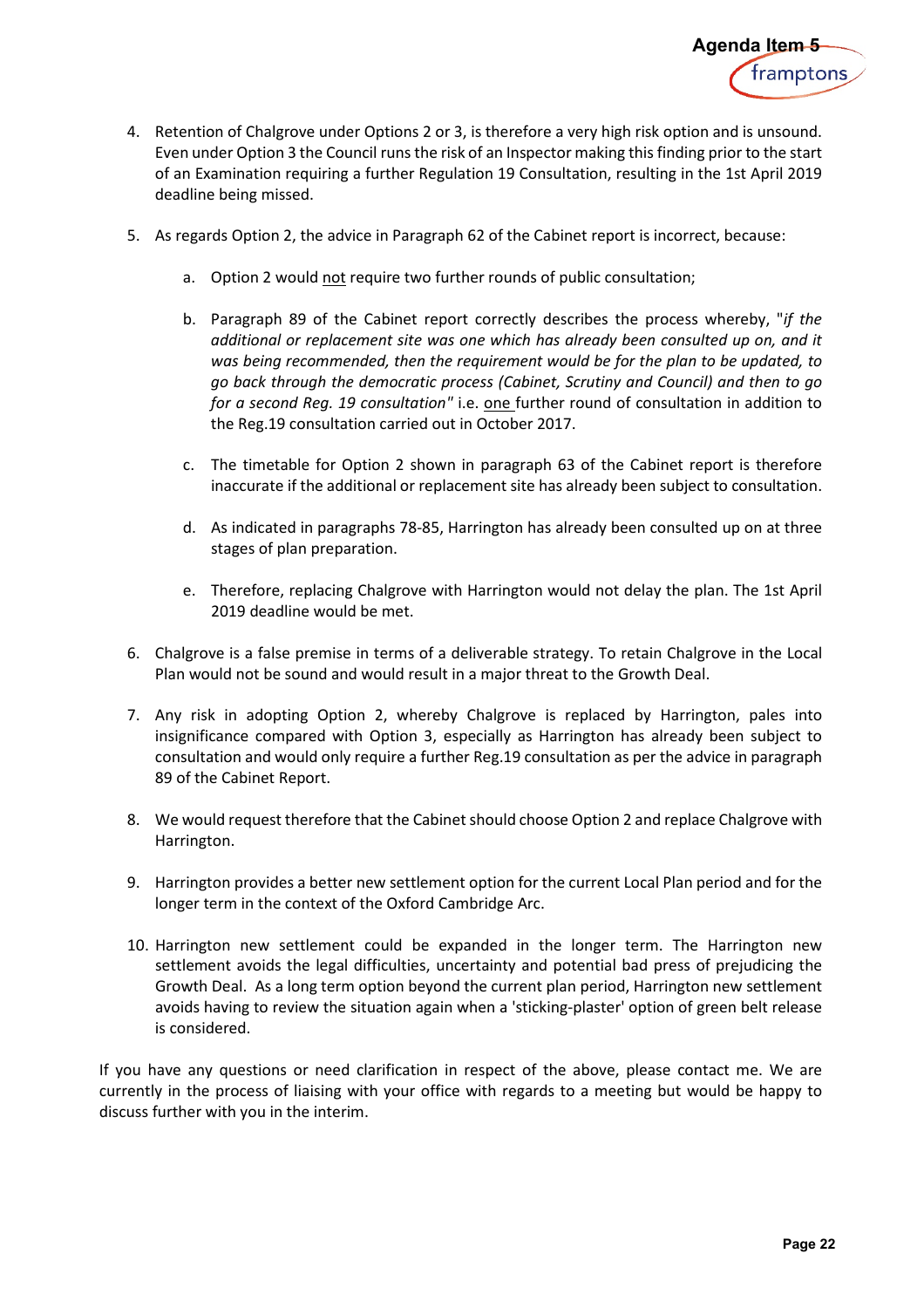4. Retention of Chalgrove under Options 2 or 3, is therefore a very high risk option and is unsound. Even under Option 3 the Council runs the risk of an Inspector making this finding prior to the start of an Examination requiring a further Regulation 19 Consultation, resulting in the 1st April 2019 deadline being missed.

5. As regards Option 2, the advice in Paragraph 62 of the Cabinet report is incorrect, because:

    a. Option 2 would <u>not</u> require two further rounds of public consultation;

    b. Paragraph 89 of the Cabinet report correctly describes the process whereby, "*if the additional or replacement site was one which has already been consulted up on, and it was being recommended, then the requirement would be for the plan to be updated, to go back through the democratic process (Cabinet, Scrutiny and Council) and then to go for a second Reg. 19 consultation*" i.e. <u>one</u> further round of consultation in addition to the Reg.19 consultation carried out in October 2017.

    c. The timetable for Option 2 shown in paragraph 63 of the Cabinet report is therefore inaccurate if the additional or replacement site has already been subject to consultation.

    d. As indicated in paragraphs 78-85, Harrington has already been consulted up on at three stages of plan preparation.

    e. Therefore, replacing Chalgrove with Harrington would not delay the plan. The 1st April 2019 deadline would be met.

6. Chalgrove is a false premise in terms of a deliverable strategy. To retain Chalgrove in the Local Plan would not be sound and would result in a major threat to the Growth Deal.

7. Any risk in adopting Option 2, whereby Chalgrove is replaced by Harrington, pales into insignificance compared with Option 3, especially as Harrington has already been subject to consultation and would only require a further Reg.19 consultation as per the advice in paragraph 89 of the Cabinet Report.

8. We would request therefore that the Cabinet should choose Option 2 and replace Chalgrove with Harrington.

9. Harrington provides a better new settlement option for the current Local Plan period and for the longer term in the context of the Oxford Cambridge Arc.

10. Harrington new settlement could be expanded in the longer term. The Harrington new settlement avoids the legal difficulties, uncertainty and potential bad press of prejudicing the Growth Deal. As a long term option beyond the current plan period, Harrington new settlement avoids having to review the situation again when a 'sticking-plaster' option of green belt release is considered.

If you have any questions or need clarification in respect of the above, please contact me. We are currently in the process of liaising with your office with regards to a meeting but would be happy to discuss further with you in the interim.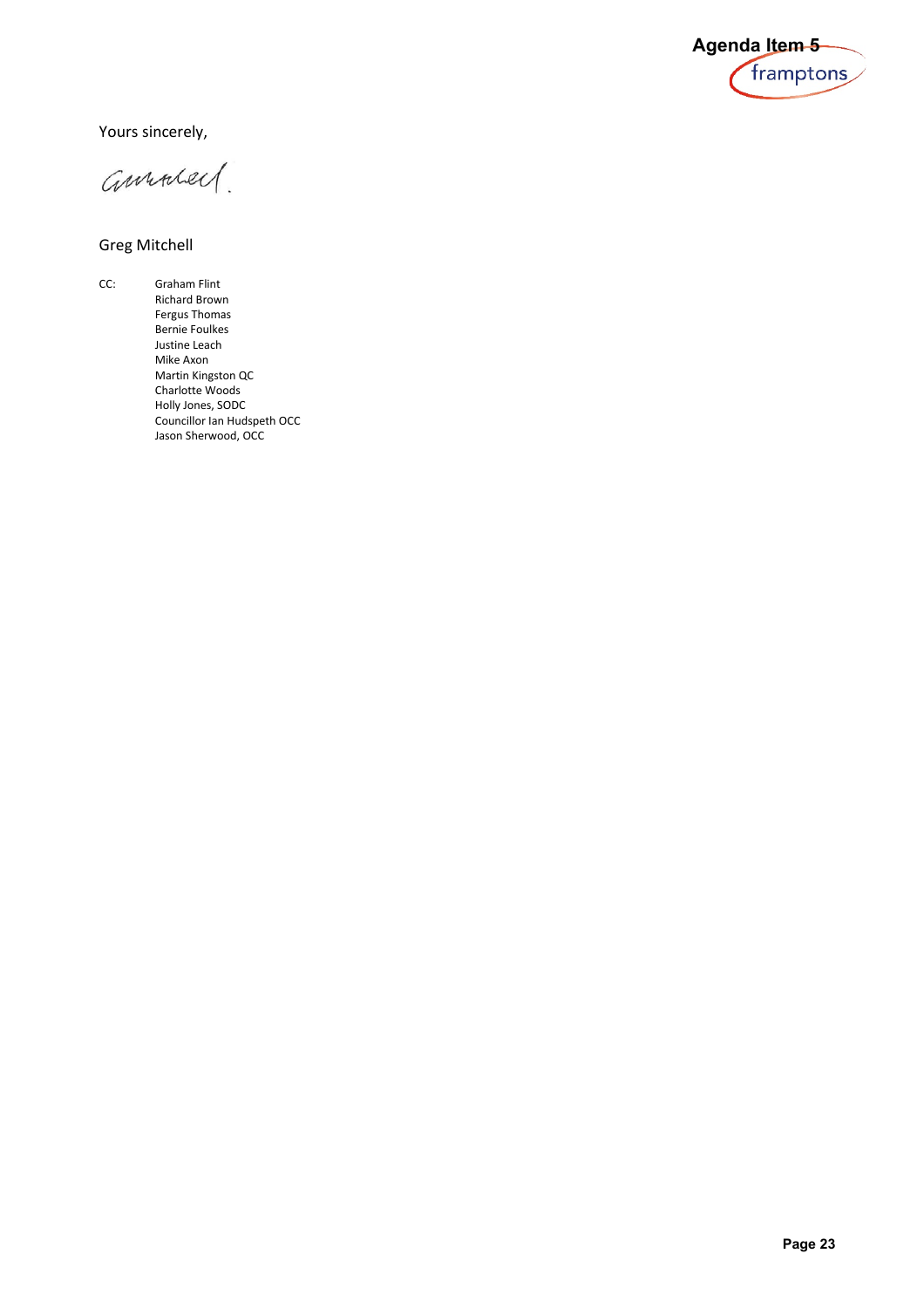Yours sincerely,

Greg Mitchell

CC:

- Graham Flint
- Richard Brown
- Fergus Thomas
- Bernie Foulkes
- Justine Leach
- Mike Axon
- Martin Kingston QC
- Charlotte Woods
- Holly Jones, SODC
- Councillor Ian Hudspeth OCC
- Jason Sherwood, OCC